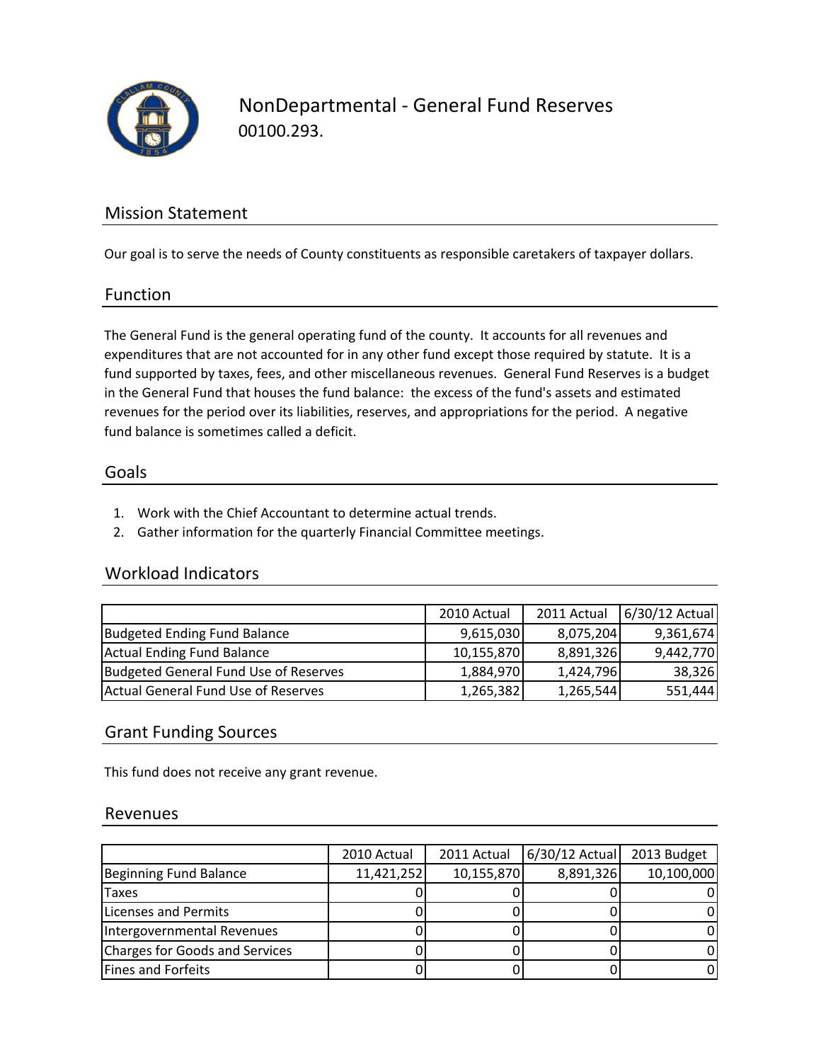# NonDepartmental - General Fund Reserves

00100.293.

## Mission Statement

Our goal is to serve the needs of County constituents as responsible caretakers of taxpayer dollars.

## Function

The General Fund is the general operating fund of the county. It accounts for all revenues and expenditures that are not accounted for in any other fund except those required by statute. It is a fund supported by taxes, fees, and other miscellaneous revenues. General Fund Reserves is a budget in the General Fund that houses the fund balance: the excess of the fund's assets and estimated revenues for the period over its liabilities, reserves, and appropriations for the period. A negative fund balance is sometimes called a deficit.

## Goals

1. Work with the Chief Accountant to determine actual trends.
2. Gather information for the quarterly Financial Committee meetings.

## Workload Indicators

| | 2010 Actual | 2011 Actual | 6/30/12 Actual |
|---|---|---|---|
| Budgeted Ending Fund Balance | 9,615,030 | 8,075,204 | 9,361,674 |
| Actual Ending Fund Balance | 10,155,870 | 8,891,326 | 9,442,770 |
| Budgeted General Fund Use of Reserves | 1,884,970 | 1,424,796 | 38,326 |
| Actual General Fund Use of Reserves | 1,265,382 | 1,265,544 | 551,444 |

## Grant Funding Sources

This fund does not receive any grant revenue.

## Revenues

| | 2010 Actual | 2011 Actual | 6/30/12 Actual | 2013 Budget |
|---|---|---|---|---|
| Beginning Fund Balance | 11,421,252 | 10,155,870 | 8,891,326 | 10,100,000 |
| Taxes | 0 | 0 | 0 | 0 |
| Licenses and Permits | 0 | 0 | 0 | 0 |
| Intergovernmental Revenues | 0 | 0 | 0 | 0 |
| Charges for Goods and Services | 0 | 0 | 0 | 0 |
| Fines and Forfeits | 0 | 0 | 0 | 0 |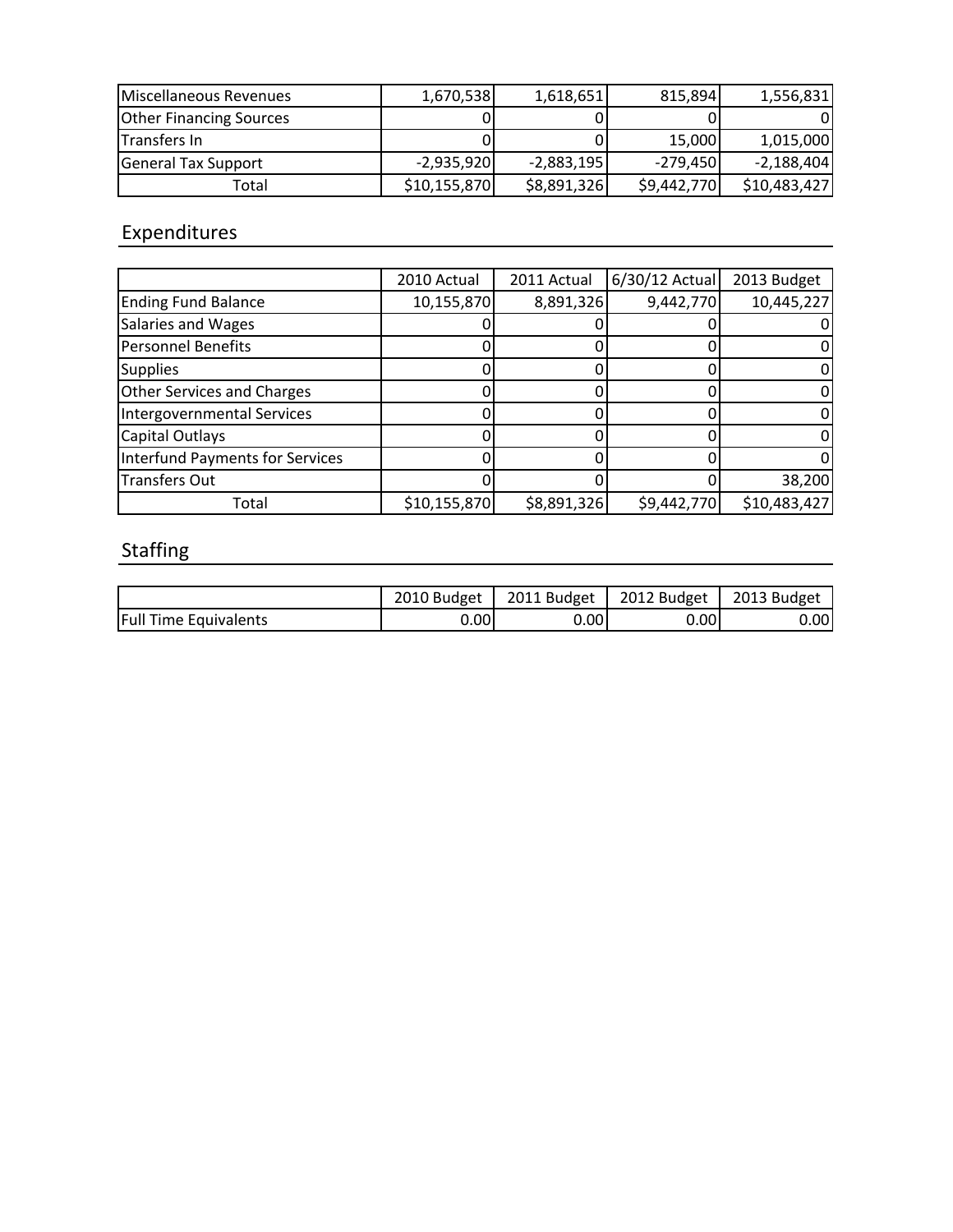| | | | | |
|---|---|---|---|---|
| Miscellaneous Revenues | 1,670,538 | 1,618,651 | 815,894 | 1,556,831 |
| Other Financing Sources | 0 | 0 | 0 | 0 |
| Transfers In | 0 | 0 | 15,000 | 1,015,000 |
| General Tax Support | -2,935,920 | -2,883,195 | -279,450 | -2,188,404 |
| Total | $10,155,870 | $8,891,326 | $9,442,770 | $10,483,427 |

## Expenditures

| | 2010 Actual | 2011 Actual | 6/30/12 Actual | 2013 Budget |
|---|---|---|---|---|
| Ending Fund Balance | 10,155,870 | 8,891,326 | 9,442,770 | 10,445,227 |
| Salaries and Wages | 0 | 0 | 0 | 0 |
| Personnel Benefits | 0 | 0 | 0 | 0 |
| Supplies | 0 | 0 | 0 | 0 |
| Other Services and Charges | 0 | 0 | 0 | 0 |
| Intergovernmental Services | 0 | 0 | 0 | 0 |
| Capital Outlays | 0 | 0 | 0 | 0 |
| Interfund Payments for Services | 0 | 0 | 0 | 0 |
| Transfers Out | 0 | 0 | 0 | 38,200 |
| Total | $10,155,870 | $8,891,326 | $9,442,770 | $10,483,427 |

## Staffing

| | 2010 Budget | 2011 Budget | 2012 Budget | 2013 Budget |
|---|---|---|---|---|
| Full Time Equivalents | 0.00 | 0.00 | 0.00 | 0.00 |